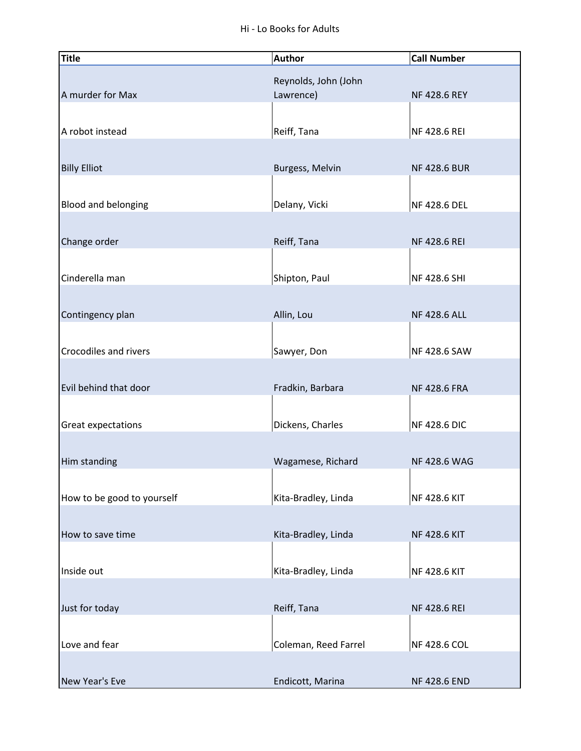# Hi - Lo Books for Adults

| Title | Author | Call Number |
|---|---|---|
| A murder for Max | Reynolds, John (John Lawrence) | NF 428.6 REY |
| A robot instead | Reiff, Tana | NF 428.6 REI |
| Billy Elliot | Burgess, Melvin | NF 428.6 BUR |
| Blood and belonging | Delany, Vicki | NF 428.6 DEL |
| Change order | Reiff, Tana | NF 428.6 REI |
| Cinderella man | Shipton, Paul | NF 428.6 SHI |
| Contingency plan | Allin, Lou | NF 428.6 ALL |
| Crocodiles and rivers | Sawyer, Don | NF 428.6 SAW |
| Evil behind that door | Fradkin, Barbara | NF 428.6 FRA |
| Great expectations | Dickens, Charles | NF 428.6 DIC |
| Him standing | Wagamese, Richard | NF 428.6 WAG |
| How to be good to yourself | Kita-Bradley, Linda | NF 428.6 KIT |
| How to save time | Kita-Bradley, Linda | NF 428.6 KIT |
| Inside out | Kita-Bradley, Linda | NF 428.6 KIT |
| Just for today | Reiff, Tana | NF 428.6 REI |
| Love and fear | Coleman, Reed Farrel | NF 428.6 COL |
| New Year's Eve | Endicott, Marina | NF 428.6 END |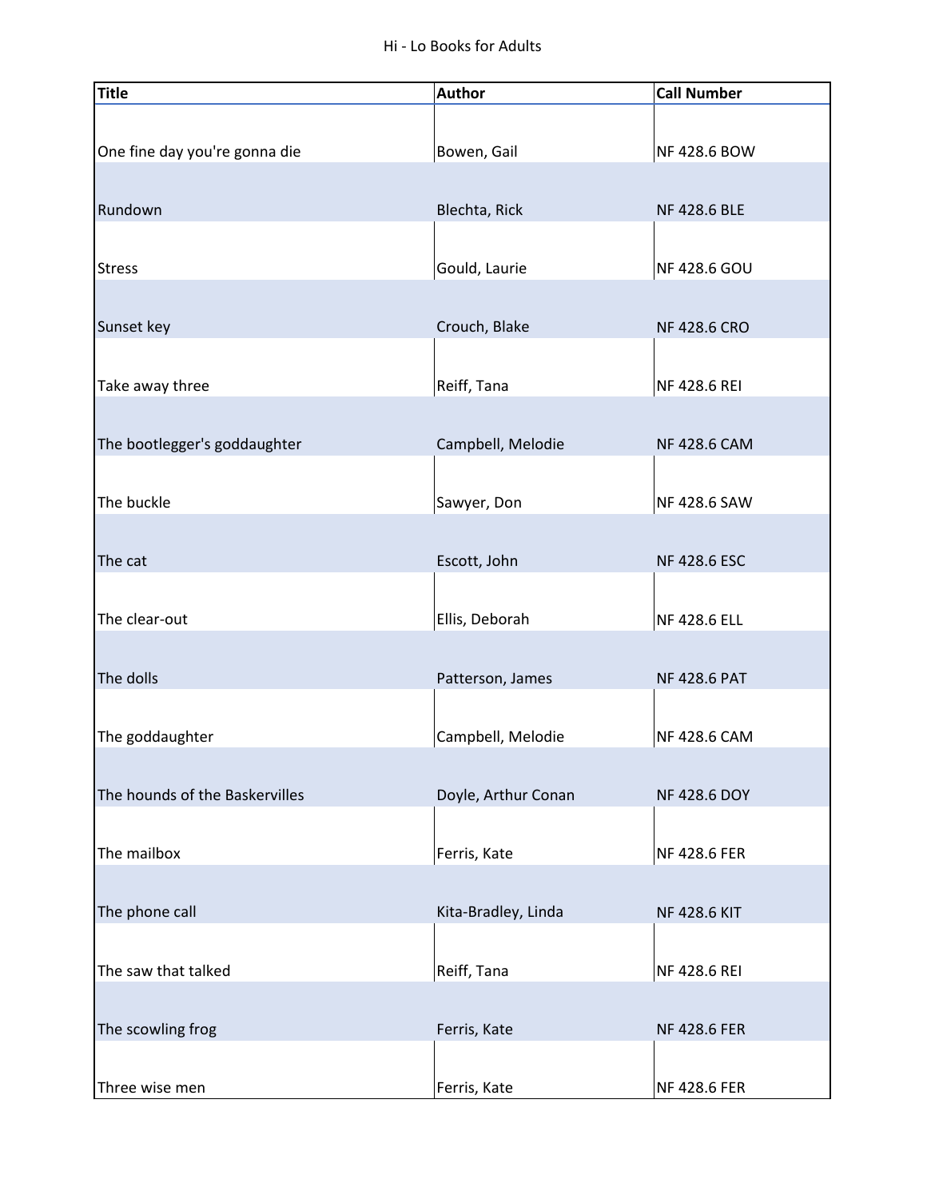Hi - Lo Books for Adults

| Title | Author | Call Number |
| --- | --- | --- |
| One fine day you're gonna die | Bowen, Gail | NF 428.6 BOW |
| Rundown | Blechta, Rick | NF 428.6 BLE |
| Stress | Gould, Laurie | NF 428.6 GOU |
| Sunset key | Crouch, Blake | NF 428.6 CRO |
| Take away three | Reiff, Tana | NF 428.6 REI |
| The bootlegger's goddaughter | Campbell, Melodie | NF 428.6 CAM |
| The buckle | Sawyer, Don | NF 428.6 SAW |
| The cat | Escott, John | NF 428.6 ESC |
| The clear-out | Ellis, Deborah | NF 428.6 ELL |
| The dolls | Patterson, James | NF 428.6 PAT |
| The goddaughter | Campbell, Melodie | NF 428.6 CAM |
| The hounds of the Baskervilles | Doyle, Arthur Conan | NF 428.6 DOY |
| The mailbox | Ferris, Kate | NF 428.6 FER |
| The phone call | Kita-Bradley, Linda | NF 428.6 KIT |
| The saw that talked | Reiff, Tana | NF 428.6 REI |
| The scowling frog | Ferris, Kate | NF 428.6 FER |
| Three wise men | Ferris, Kate | NF 428.6 FER |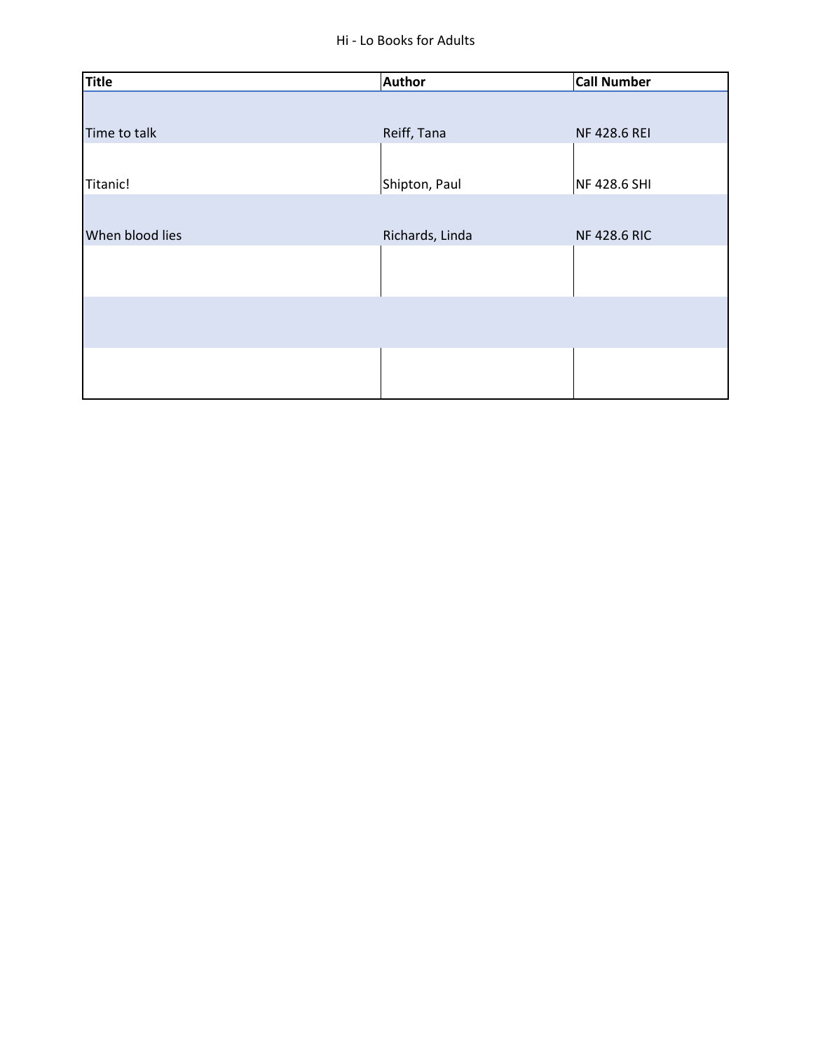Hi - Lo Books for Adults

| Title | Author | Call Number |
|---|---|---|
| Time to talk | Reiff, Tana | NF 428.6 REI |
| Titanic! | Shipton, Paul | NF 428.6 SHI |
| When blood lies | Richards, Linda | NF 428.6 RIC |